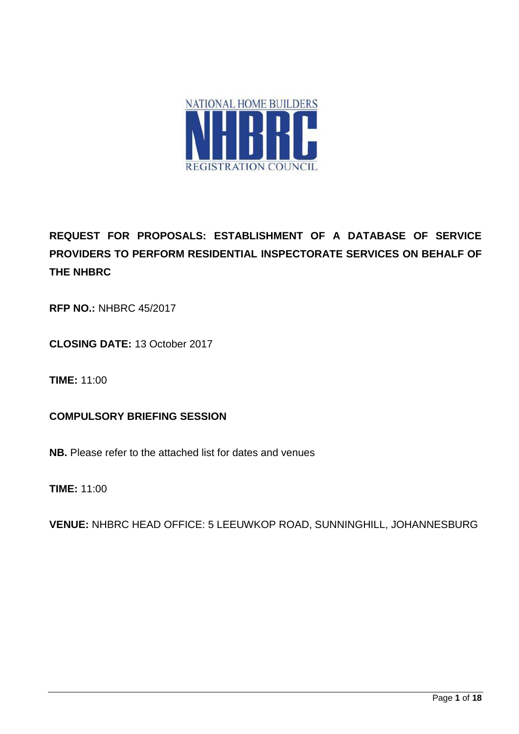NATIONAL HOME BUILDERS

NHBRC

REGISTRATION COUNCIL

# REQUEST FOR PROPOSALS: ESTABLISHMENT OF A DATABASE OF SERVICE PROVIDERS TO PERFORM RESIDENTIAL INSPECTORATE SERVICES ON BEHALF OF THE NHBRC

**RFP NO.:** NHBRC 45/2017

**CLOSING DATE:** 13 October 2017

**TIME:** 11:00

**COMPULSORY BRIEFING SESSION**

**NB.** Please refer to the attached list for dates and venues

**TIME:** 11:00

**VENUE:** NHBRC HEAD OFFICE: 5 LEEUWKOP ROAD, SUNNINGHILL, JOHANNESBURG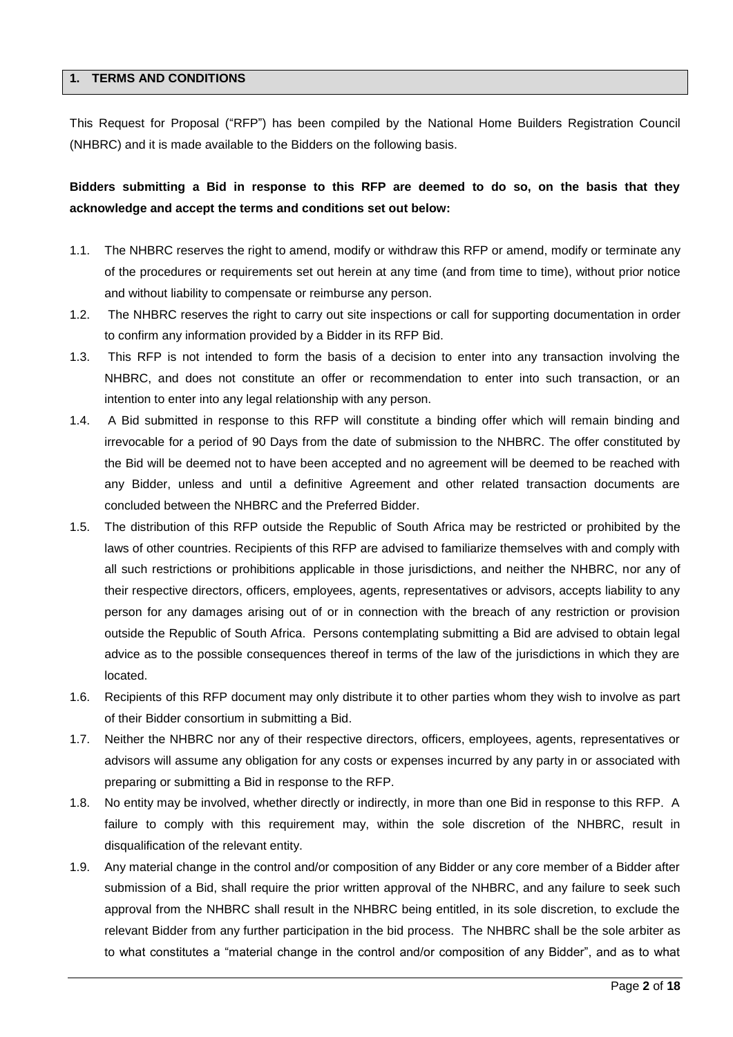## 1. TERMS AND CONDITIONS

This Request for Proposal ("RFP") has been compiled by the National Home Builders Registration Council (NHBRC) and it is made available to the Bidders on the following basis.

**Bidders submitting a Bid in response to this RFP are deemed to do so, on the basis that they acknowledge and accept the terms and conditions set out below:**

1.1. The NHBRC reserves the right to amend, modify or withdraw this RFP or amend, modify or terminate any of the procedures or requirements set out herein at any time (and from time to time), without prior notice and without liability to compensate or reimburse any person.

1.2. The NHBRC reserves the right to carry out site inspections or call for supporting documentation in order to confirm any information provided by a Bidder in its RFP Bid.

1.3. This RFP is not intended to form the basis of a decision to enter into any transaction involving the NHBRC, and does not constitute an offer or recommendation to enter into such transaction, or an intention to enter into any legal relationship with any person.

1.4. A Bid submitted in response to this RFP will constitute a binding offer which will remain binding and irrevocable for a period of 90 Days from the date of submission to the NHBRC. The offer constituted by the Bid will be deemed not to have been accepted and no agreement will be deemed to be reached with any Bidder, unless and until a definitive Agreement and other related transaction documents are concluded between the NHBRC and the Preferred Bidder.

1.5. The distribution of this RFP outside the Republic of South Africa may be restricted or prohibited by the laws of other countries. Recipients of this RFP are advised to familiarize themselves with and comply with all such restrictions or prohibitions applicable in those jurisdictions, and neither the NHBRC, nor any of their respective directors, officers, employees, agents, representatives or advisors, accepts liability to any person for any damages arising out of or in connection with the breach of any restriction or provision outside the Republic of South Africa. Persons contemplating submitting a Bid are advised to obtain legal advice as to the possible consequences thereof in terms of the law of the jurisdictions in which they are located.

1.6. Recipients of this RFP document may only distribute it to other parties whom they wish to involve as part of their Bidder consortium in submitting a Bid.

1.7. Neither the NHBRC nor any of their respective directors, officers, employees, agents, representatives or advisors will assume any obligation for any costs or expenses incurred by any party in or associated with preparing or submitting a Bid in response to the RFP.

1.8. No entity may be involved, whether directly or indirectly, in more than one Bid in response to this RFP. A failure to comply with this requirement may, within the sole discretion of the NHBRC, result in disqualification of the relevant entity.

1.9. Any material change in the control and/or composition of any Bidder or any core member of a Bidder after submission of a Bid, shall require the prior written approval of the NHBRC, and any failure to seek such approval from the NHBRC shall result in the NHBRC being entitled, in its sole discretion, to exclude the relevant Bidder from any further participation in the bid process. The NHBRC shall be the sole arbiter as to what constitutes a "material change in the control and/or composition of any Bidder", and as to what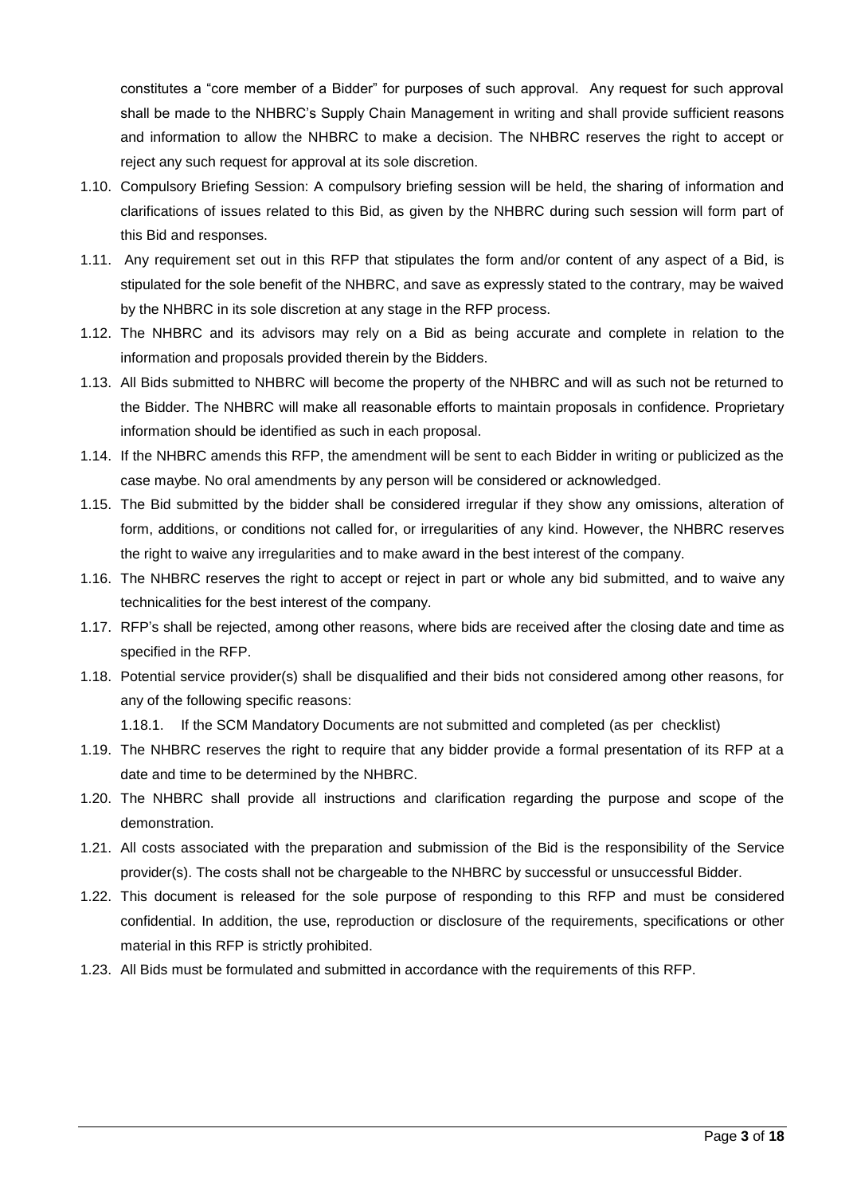constitutes a "core member of a Bidder" for purposes of such approval. Any request for such approval shall be made to the NHBRC's Supply Chain Management in writing and shall provide sufficient reasons and information to allow the NHBRC to make a decision. The NHBRC reserves the right to accept or reject any such request for approval at its sole discretion.

1.10. Compulsory Briefing Session: A compulsory briefing session will be held, the sharing of information and clarifications of issues related to this Bid, as given by the NHBRC during such session will form part of this Bid and responses.

1.11. Any requirement set out in this RFP that stipulates the form and/or content of any aspect of a Bid, is stipulated for the sole benefit of the NHBRC, and save as expressly stated to the contrary, may be waived by the NHBRC in its sole discretion at any stage in the RFP process.

1.12. The NHBRC and its advisors may rely on a Bid as being accurate and complete in relation to the information and proposals provided therein by the Bidders.

1.13. All Bids submitted to NHBRC will become the property of the NHBRC and will as such not be returned to the Bidder. The NHBRC will make all reasonable efforts to maintain proposals in confidence. Proprietary information should be identified as such in each proposal.

1.14. If the NHBRC amends this RFP, the amendment will be sent to each Bidder in writing or publicized as the case maybe. No oral amendments by any person will be considered or acknowledged.

1.15. The Bid submitted by the bidder shall be considered irregular if they show any omissions, alteration of form, additions, or conditions not called for, or irregularities of any kind. However, the NHBRC reserves the right to waive any irregularities and to make award in the best interest of the company.

1.16. The NHBRC reserves the right to accept or reject in part or whole any bid submitted, and to waive any technicalities for the best interest of the company.

1.17. RFP's shall be rejected, among other reasons, where bids are received after the closing date and time as specified in the RFP.

1.18. Potential service provider(s) shall be disqualified and their bids not considered among other reasons, for any of the following specific reasons:

1.18.1. If the SCM Mandatory Documents are not submitted and completed (as per checklist)

1.19. The NHBRC reserves the right to require that any bidder provide a formal presentation of its RFP at a date and time to be determined by the NHBRC.

1.20. The NHBRC shall provide all instructions and clarification regarding the purpose and scope of the demonstration.

1.21. All costs associated with the preparation and submission of the Bid is the responsibility of the Service provider(s). The costs shall not be chargeable to the NHBRC by successful or unsuccessful Bidder.

1.22. This document is released for the sole purpose of responding to this RFP and must be considered confidential. In addition, the use, reproduction or disclosure of the requirements, specifications or other material in this RFP is strictly prohibited.

1.23. All Bids must be formulated and submitted in accordance with the requirements of this RFP.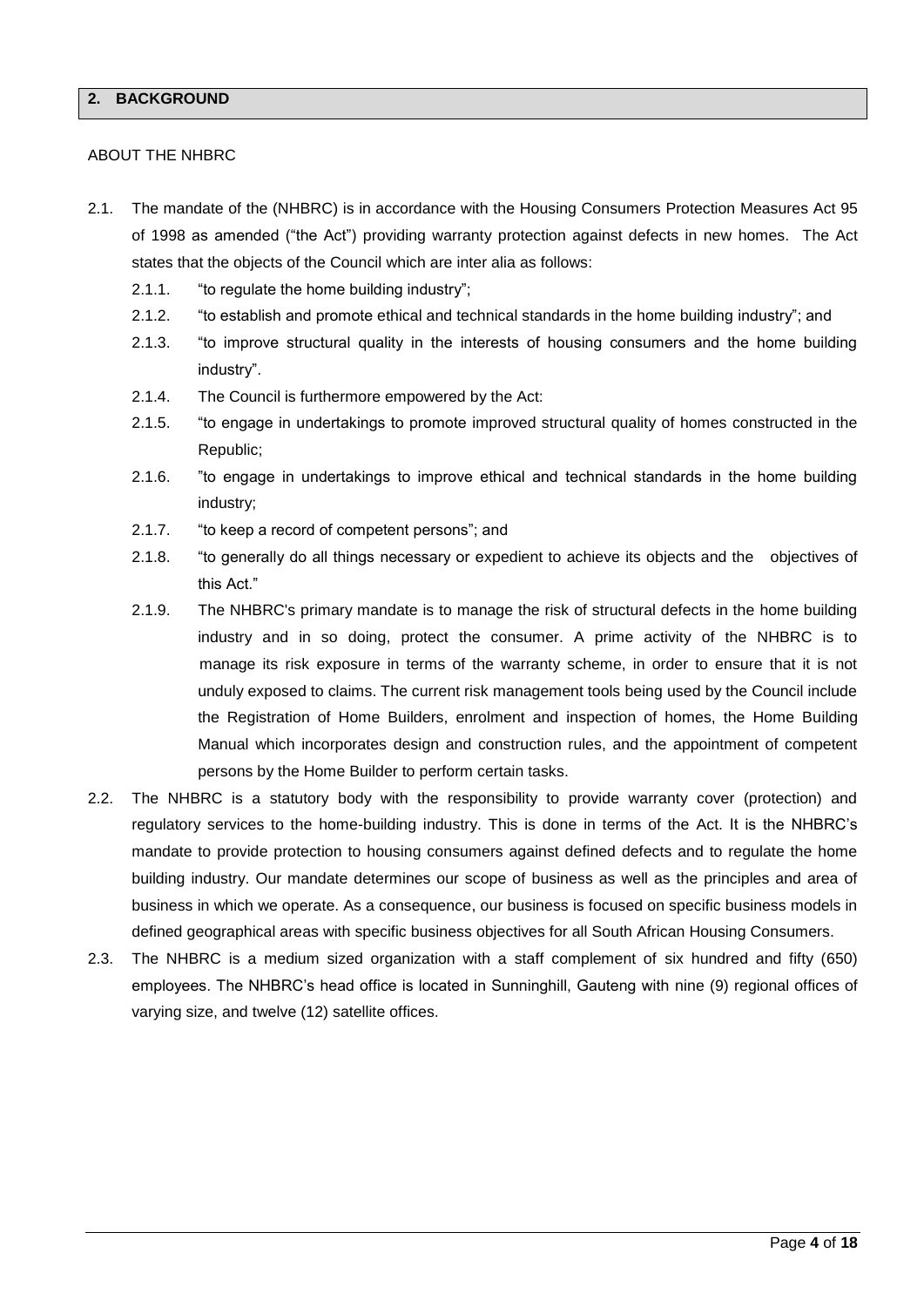## 2. BACKGROUND

ABOUT THE NHBRC

2.1. The mandate of the (NHBRC) is in accordance with the Housing Consumers Protection Measures Act 95 of 1998 as amended ("the Act") providing warranty protection against defects in new homes. The Act states that the objects of the Council which are inter alia as follows:

2.1.1. "to regulate the home building industry";

2.1.2. "to establish and promote ethical and technical standards in the home building industry"; and

2.1.3. "to improve structural quality in the interests of housing consumers and the home building industry".

2.1.4. The Council is furthermore empowered by the Act:

2.1.5. "to engage in undertakings to promote improved structural quality of homes constructed in the Republic;

2.1.6. "to engage in undertakings to improve ethical and technical standards in the home building industry;

2.1.7. "to keep a record of competent persons"; and

2.1.8. "to generally do all things necessary or expedient to achieve its objects and the objectives of this Act."

2.1.9. The NHBRC's primary mandate is to manage the risk of structural defects in the home building industry and in so doing, protect the consumer. A prime activity of the NHBRC is to manage its risk exposure in terms of the warranty scheme, in order to ensure that it is not unduly exposed to claims. The current risk management tools being used by the Council include the Registration of Home Builders, enrolment and inspection of homes, the Home Building Manual which incorporates design and construction rules, and the appointment of competent persons by the Home Builder to perform certain tasks.

2.2. The NHBRC is a statutory body with the responsibility to provide warranty cover (protection) and regulatory services to the home-building industry. This is done in terms of the Act. It is the NHBRC's mandate to provide protection to housing consumers against defined defects and to regulate the home building industry. Our mandate determines our scope of business as well as the principles and area of business in which we operate. As a consequence, our business is focused on specific business models in defined geographical areas with specific business objectives for all South African Housing Consumers.

2.3. The NHBRC is a medium sized organization with a staff complement of six hundred and fifty (650) employees. The NHBRC's head office is located in Sunninghill, Gauteng with nine (9) regional offices of varying size, and twelve (12) satellite offices.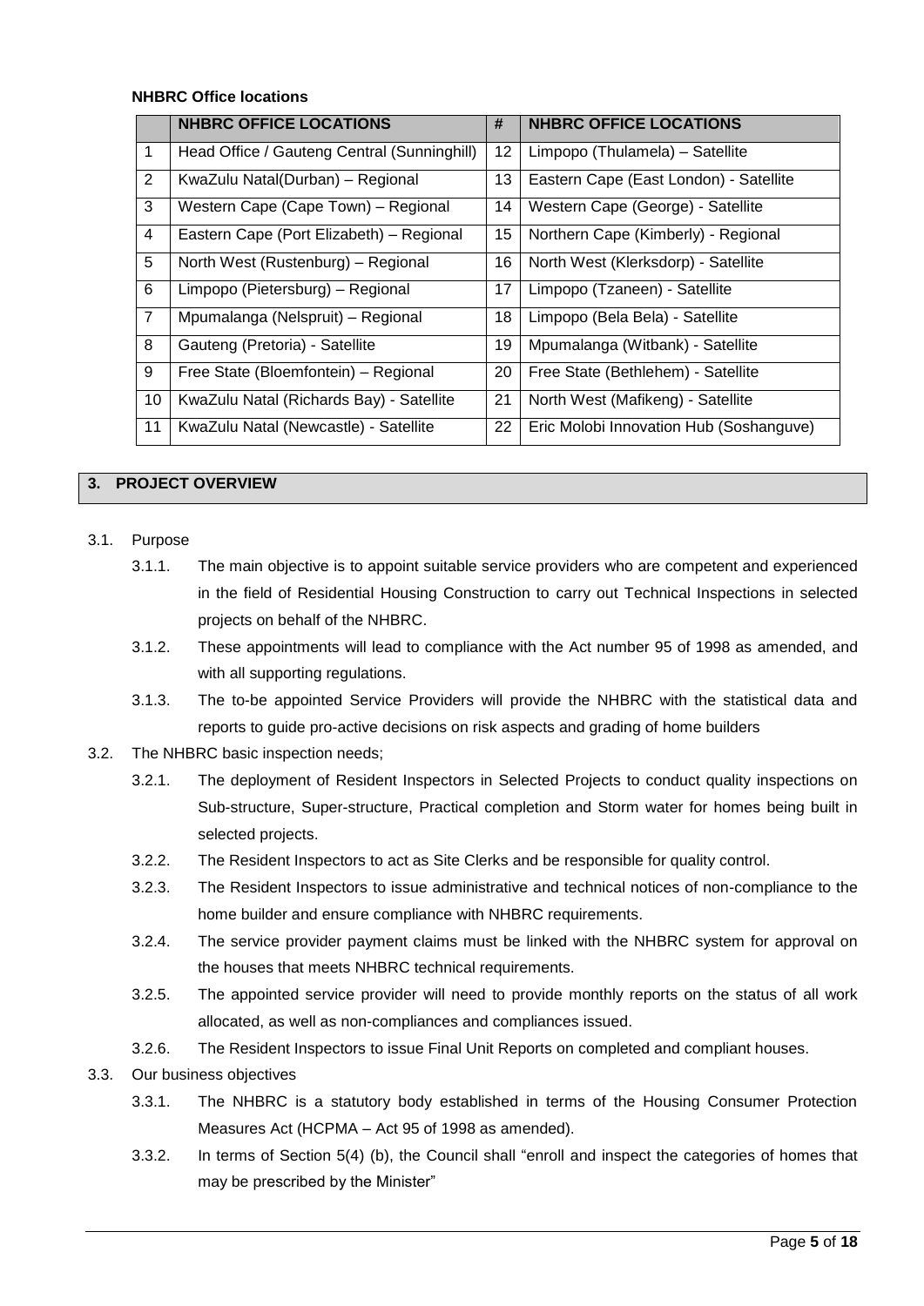**NHBRC Office locations**

| | NHBRC OFFICE LOCATIONS | # | NHBRC OFFICE LOCATIONS |
|---|---|---|---|
| 1 | Head Office / Gauteng Central (Sunninghill) | 12 | Limpopo (Thulamela) – Satellite |
| 2 | KwaZulu Natal(Durban) – Regional | 13 | Eastern Cape (East London) - Satellite |
| 3 | Western Cape (Cape Town) – Regional | 14 | Western Cape (George) - Satellite |
| 4 | Eastern Cape (Port Elizabeth) – Regional | 15 | Northern Cape (Kimberly) - Regional |
| 5 | North West (Rustenburg) – Regional | 16 | North West (Klerksdorp) - Satellite |
| 6 | Limpopo (Pietersburg) – Regional | 17 | Limpopo (Tzaneen) - Satellite |
| 7 | Mpumalanga (Nelspruit) – Regional | 18 | Limpopo (Bela Bela) - Satellite |
| 8 | Gauteng (Pretoria) - Satellite | 19 | Mpumalanga (Witbank) - Satellite |
| 9 | Free State (Bloemfontein) – Regional | 20 | Free State (Bethlehem) - Satellite |
| 10 | KwaZulu Natal (Richards Bay) - Satellite | 21 | North West (Mafikeng) - Satellite |
| 11 | KwaZulu Natal (Newcastle) - Satellite | 22 | Eric Molobi Innovation Hub (Soshanguve) |

## 3. PROJECT OVERVIEW

3.1. Purpose

3.1.1. The main objective is to appoint suitable service providers who are competent and experienced in the field of Residential Housing Construction to carry out Technical Inspections in selected projects on behalf of the NHBRC.

3.1.2. These appointments will lead to compliance with the Act number 95 of 1998 as amended, and with all supporting regulations.

3.1.3. The to-be appointed Service Providers will provide the NHBRC with the statistical data and reports to guide pro-active decisions on risk aspects and grading of home builders

3.2. The NHBRC basic inspection needs;

3.2.1. The deployment of Resident Inspectors in Selected Projects to conduct quality inspections on Sub-structure, Super-structure, Practical completion and Storm water for homes being built in selected projects.

3.2.2. The Resident Inspectors to act as Site Clerks and be responsible for quality control.

3.2.3. The Resident Inspectors to issue administrative and technical notices of non-compliance to the home builder and ensure compliance with NHBRC requirements.

3.2.4. The service provider payment claims must be linked with the NHBRC system for approval on the houses that meets NHBRC technical requirements.

3.2.5. The appointed service provider will need to provide monthly reports on the status of all work allocated, as well as non-compliances and compliances issued.

3.2.6. The Resident Inspectors to issue Final Unit Reports on completed and compliant houses.

3.3. Our business objectives

3.3.1. The NHBRC is a statutory body established in terms of the Housing Consumer Protection Measures Act (HCPMA – Act 95 of 1998 as amended).

3.3.2. In terms of Section 5(4) (b), the Council shall "enroll and inspect the categories of homes that may be prescribed by the Minister"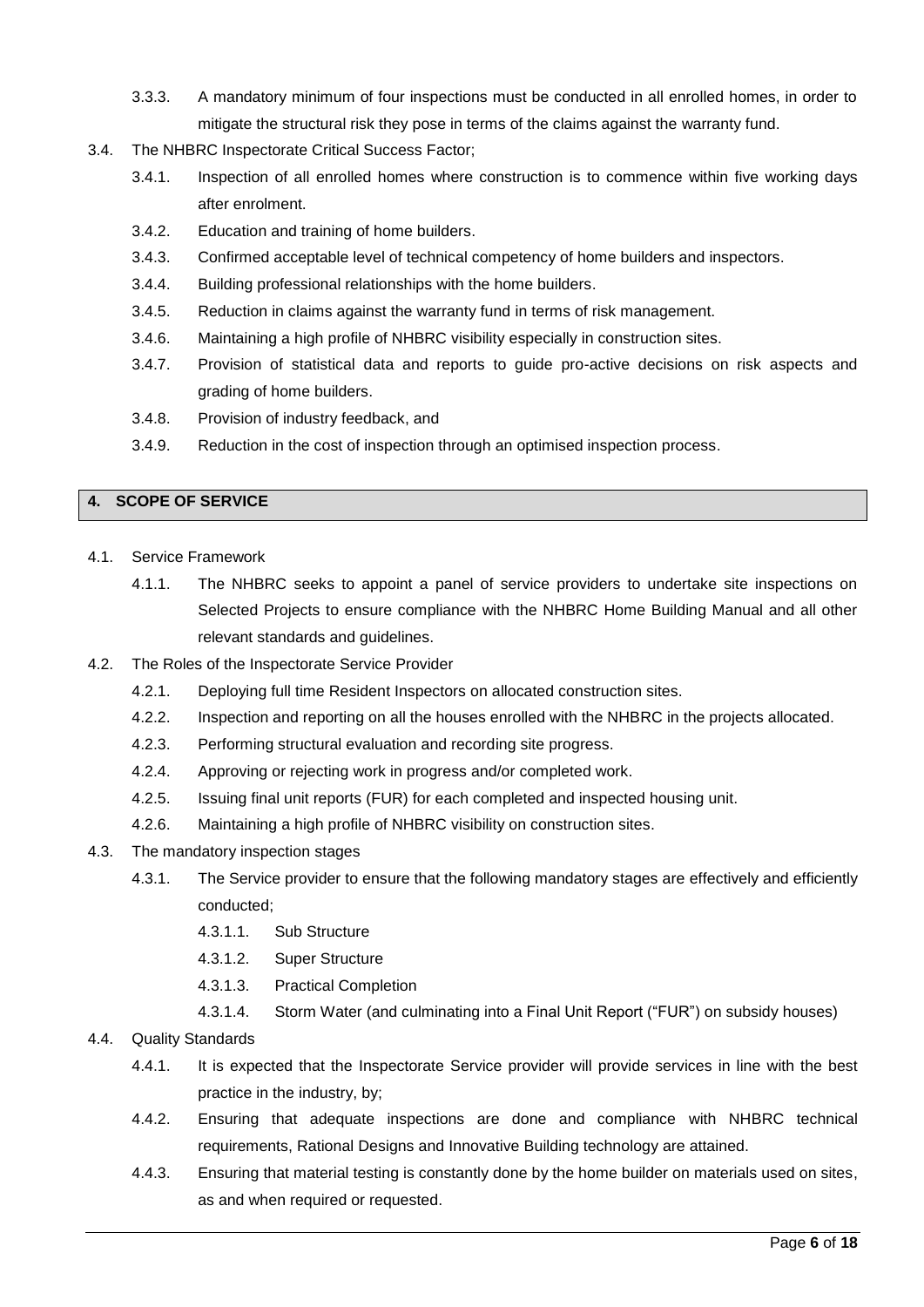3.3.3. A mandatory minimum of four inspections must be conducted in all enrolled homes, in order to mitigate the structural risk they pose in terms of the claims against the warranty fund.

3.4. The NHBRC Inspectorate Critical Success Factor;

3.4.1. Inspection of all enrolled homes where construction is to commence within five working days after enrolment.

3.4.2. Education and training of home builders.

3.4.3. Confirmed acceptable level of technical competency of home builders and inspectors.

3.4.4. Building professional relationships with the home builders.

3.4.5. Reduction in claims against the warranty fund in terms of risk management.

3.4.6. Maintaining a high profile of NHBRC visibility especially in construction sites.

3.4.7. Provision of statistical data and reports to guide pro-active decisions on risk aspects and grading of home builders.

3.4.8. Provision of industry feedback, and

3.4.9. Reduction in the cost of inspection through an optimised inspection process.

## 4. SCOPE OF SERVICE

4.1. Service Framework

4.1.1. The NHBRC seeks to appoint a panel of service providers to undertake site inspections on Selected Projects to ensure compliance with the NHBRC Home Building Manual and all other relevant standards and guidelines.

4.2. The Roles of the Inspectorate Service Provider

4.2.1. Deploying full time Resident Inspectors on allocated construction sites.

4.2.2. Inspection and reporting on all the houses enrolled with the NHBRC in the projects allocated.

4.2.3. Performing structural evaluation and recording site progress.

4.2.4. Approving or rejecting work in progress and/or completed work.

4.2.5. Issuing final unit reports (FUR) for each completed and inspected housing unit.

4.2.6. Maintaining a high profile of NHBRC visibility on construction sites.

4.3. The mandatory inspection stages

4.3.1. The Service provider to ensure that the following mandatory stages are effectively and efficiently conducted;

4.3.1.1. Sub Structure

4.3.1.2. Super Structure

4.3.1.3. Practical Completion

4.3.1.4. Storm Water (and culminating into a Final Unit Report ("FUR") on subsidy houses)

4.4. Quality Standards

4.4.1. It is expected that the Inspectorate Service provider will provide services in line with the best practice in the industry, by;

4.4.2. Ensuring that adequate inspections are done and compliance with NHBRC technical requirements, Rational Designs and Innovative Building technology are attained.

4.4.3. Ensuring that material testing is constantly done by the home builder on materials used on sites, as and when required or requested.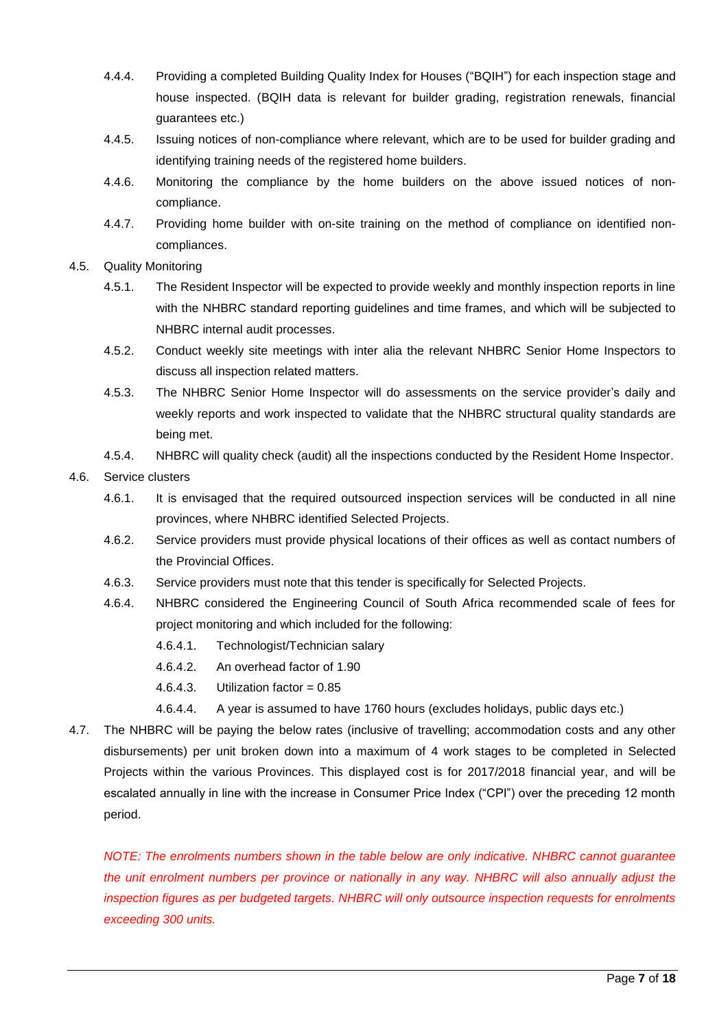4.4.4. Providing a completed Building Quality Index for Houses ("BQIH") for each inspection stage and house inspected. (BQIH data is relevant for builder grading, registration renewals, financial guarantees etc.)

4.4.5. Issuing notices of non-compliance where relevant, which are to be used for builder grading and identifying training needs of the registered home builders.

4.4.6. Monitoring the compliance by the home builders on the above issued notices of non-compliance.

4.4.7. Providing home builder with on-site training on the method of compliance on identified non-compliances.

4.5. Quality Monitoring

4.5.1. The Resident Inspector will be expected to provide weekly and monthly inspection reports in line with the NHBRC standard reporting guidelines and time frames, and which will be subjected to NHBRC internal audit processes.

4.5.2. Conduct weekly site meetings with inter alia the relevant NHBRC Senior Home Inspectors to discuss all inspection related matters.

4.5.3. The NHBRC Senior Home Inspector will do assessments on the service provider's daily and weekly reports and work inspected to validate that the NHBRC structural quality standards are being met.

4.5.4. NHBRC will quality check (audit) all the inspections conducted by the Resident Home Inspector.

4.6. Service clusters

4.6.1. It is envisaged that the required outsourced inspection services will be conducted in all nine provinces, where NHBRC identified Selected Projects.

4.6.2. Service providers must provide physical locations of their offices as well as contact numbers of the Provincial Offices.

4.6.3. Service providers must note that this tender is specifically for Selected Projects.

4.6.4. NHBRC considered the Engineering Council of South Africa recommended scale of fees for project monitoring and which included for the following:

4.6.4.1. Technologist/Technician salary

4.6.4.2. An overhead factor of 1.90

4.6.4.3. Utilization factor = 0.85

4.6.4.4. A year is assumed to have 1760 hours (excludes holidays, public days etc.)

4.7. The NHBRC will be paying the below rates (inclusive of travelling; accommodation costs and any other disbursements) per unit broken down into a maximum of 4 work stages to be completed in Selected Projects within the various Provinces. This displayed cost is for 2017/2018 financial year, and will be escalated annually in line with the increase in Consumer Price Index ("CPI") over the preceding 12 month period.

*NOTE: The enrolments numbers shown in the table below are only indicative. NHBRC cannot guarantee the unit enrolment numbers per province or nationally in any way. NHBRC will also annually adjust the inspection figures as per budgeted targets. NHBRC will only outsource inspection requests for enrolments exceeding 300 units.*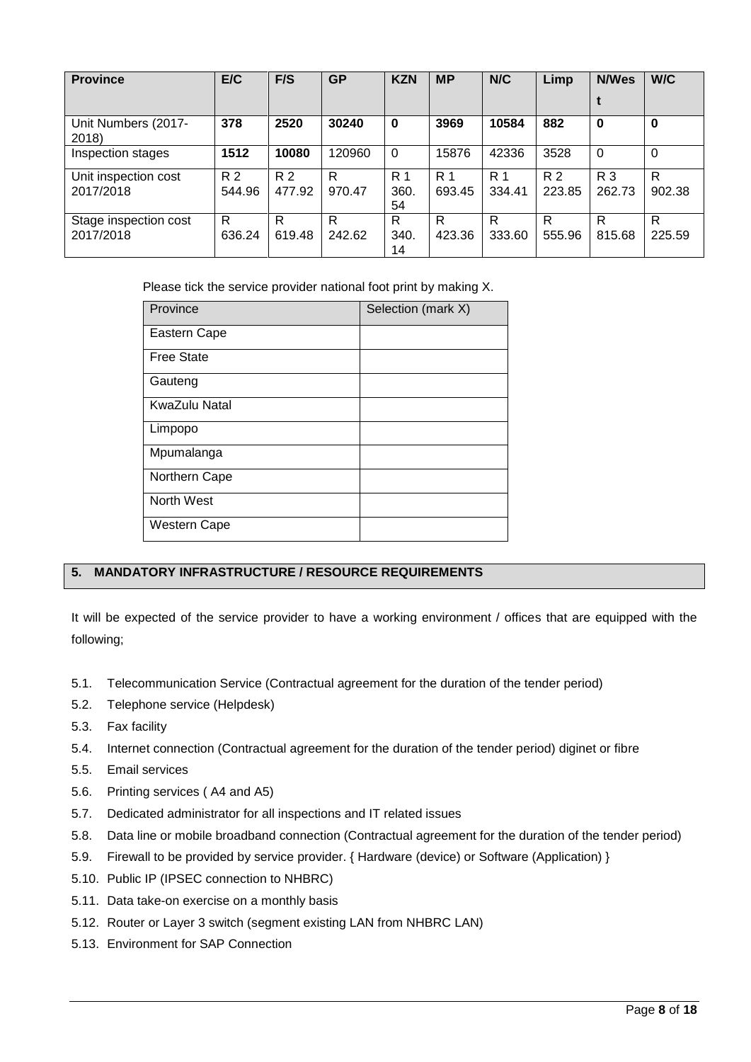| Province | E/C | F/S | GP | KZN | MP | N/C | Limp | N/West | W/C |
|---|---|---|---|---|---|---|---|---|---|
| Unit Numbers (2017-2018) | **378** | **2520** | **30240** | **0** | **3969** | **10584** | **882** | **0** | **0** |
| Inspection stages | **1512** | **10080** | 120960 | 0 | 15876 | 42336 | 3528 | 0 | 0 |
| Unit inspection cost 2017/2018 | R 2 544.96 | R 2 477.92 | R 970.47 | R 1 360.54 | R 1 693.45 | R 1 334.41 | R 2 223.85 | R 3 262.73 | R 902.38 |
| Stage inspection cost 2017/2018 | R 636.24 | R 619.48 | R 242.62 | R 340.14 | R 423.36 | R 333.60 | R 555.96 | R 815.68 | R 225.59 |

Please tick the service provider national foot print by making X.

| Province | Selection (mark X) |
|---|---|
| Eastern Cape | |
| Free State | |
| Gauteng | |
| KwaZulu Natal | |
| Limpopo | |
| Mpumalanga | |
| Northern Cape | |
| North West | |
| Western Cape | |

## 5. MANDATORY INFRASTRUCTURE / RESOURCE REQUIREMENTS

It will be expected of the service provider to have a working environment / offices that are equipped with the following;

- 5.1. Telecommunication Service (Contractual agreement for the duration of the tender period)
- 5.2. Telephone service (Helpdesk)
- 5.3. Fax facility
- 5.4. Internet connection (Contractual agreement for the duration of the tender period) diginet or fibre
- 5.5. Email services
- 5.6. Printing services ( A4 and A5)
- 5.7. Dedicated administrator for all inspections and IT related issues
- 5.8. Data line or mobile broadband connection (Contractual agreement for the duration of the tender period)
- 5.9. Firewall to be provided by service provider. { Hardware (device) or Software (Application) }
- 5.10. Public IP (IPSEC connection to NHBRC)
- 5.11. Data take-on exercise on a monthly basis
- 5.12. Router or Layer 3 switch (segment existing LAN from NHBRC LAN)
- 5.13. Environment for SAP Connection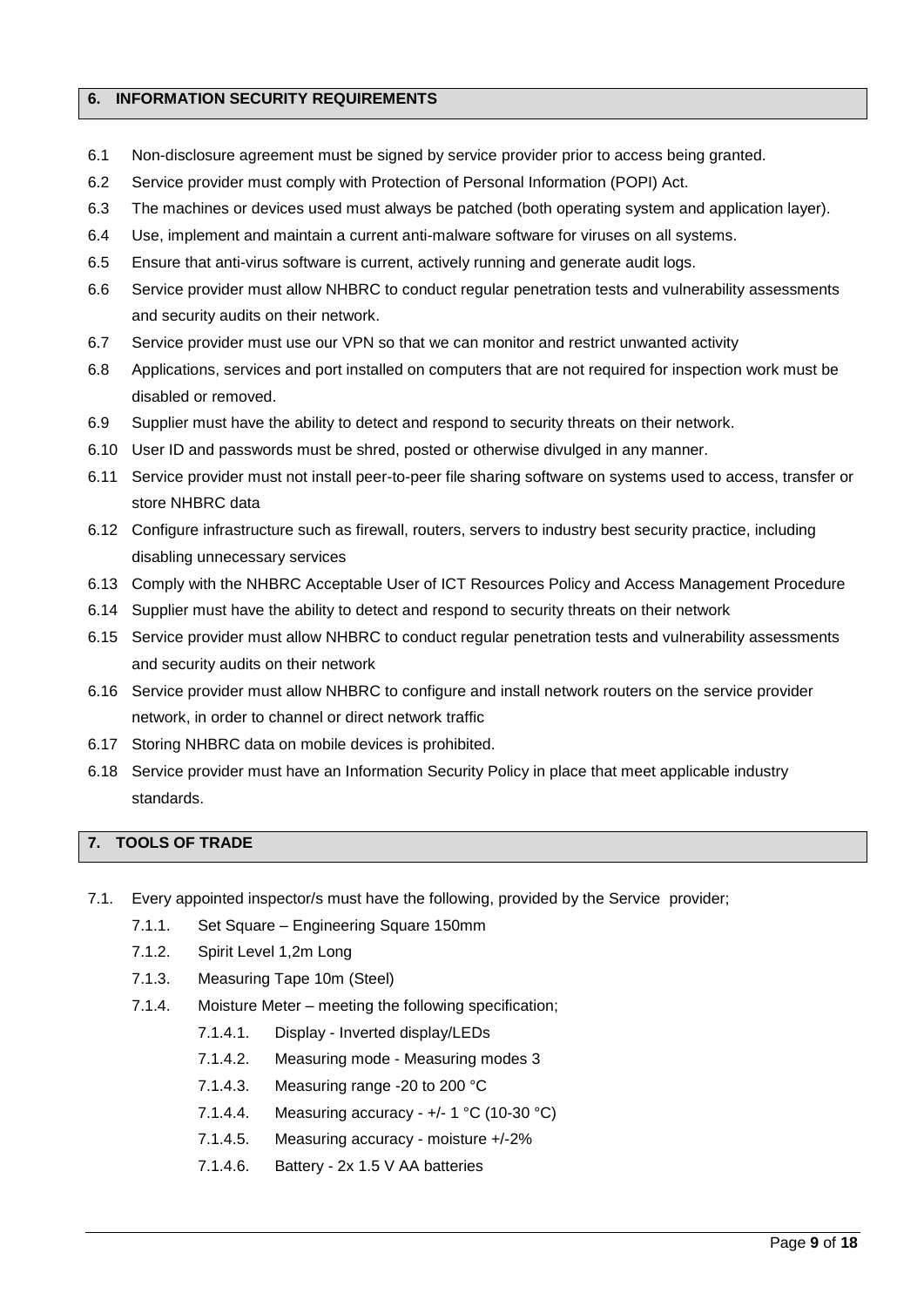## 6. INFORMATION SECURITY REQUIREMENTS

6.1 Non-disclosure agreement must be signed by service provider prior to access being granted.

6.2 Service provider must comply with Protection of Personal Information (POPI) Act.

6.3 The machines or devices used must always be patched (both operating system and application layer).

6.4 Use, implement and maintain a current anti-malware software for viruses on all systems.

6.5 Ensure that anti-virus software is current, actively running and generate audit logs.

6.6 Service provider must allow NHBRC to conduct regular penetration tests and vulnerability assessments and security audits on their network.

6.7 Service provider must use our VPN so that we can monitor and restrict unwanted activity

6.8 Applications, services and port installed on computers that are not required for inspection work must be disabled or removed.

6.9 Supplier must have the ability to detect and respond to security threats on their network.

6.10 User ID and passwords must be shred, posted or otherwise divulged in any manner.

6.11 Service provider must not install peer-to-peer file sharing software on systems used to access, transfer or store NHBRC data

6.12 Configure infrastructure such as firewall, routers, servers to industry best security practice, including disabling unnecessary services

6.13 Comply with the NHBRC Acceptable User of ICT Resources Policy and Access Management Procedure

6.14 Supplier must have the ability to detect and respond to security threats on their network

6.15 Service provider must allow NHBRC to conduct regular penetration tests and vulnerability assessments and security audits on their network

6.16 Service provider must allow NHBRC to configure and install network routers on the service provider network, in order to channel or direct network traffic

6.17 Storing NHBRC data on mobile devices is prohibited.

6.18 Service provider must have an Information Security Policy in place that meet applicable industry standards.

## 7. TOOLS OF TRADE

7.1. Every appointed inspector/s must have the following, provided by the Service provider;

- 7.1.1. Set Square – Engineering Square 150mm
- 7.1.2. Spirit Level 1,2m Long
- 7.1.3. Measuring Tape 10m (Steel)
- 7.1.4. Moisture Meter – meeting the following specification;
  - 7.1.4.1. Display - Inverted display/LEDs
  - 7.1.4.2. Measuring mode - Measuring modes 3
  - 7.1.4.3. Measuring range -20 to 200 °C
  - 7.1.4.4. Measuring accuracy - +/- 1 °C (10-30 °C)
  - 7.1.4.5. Measuring accuracy - moisture +/-2%
  - 7.1.4.6. Battery - 2x 1.5 V AA batteries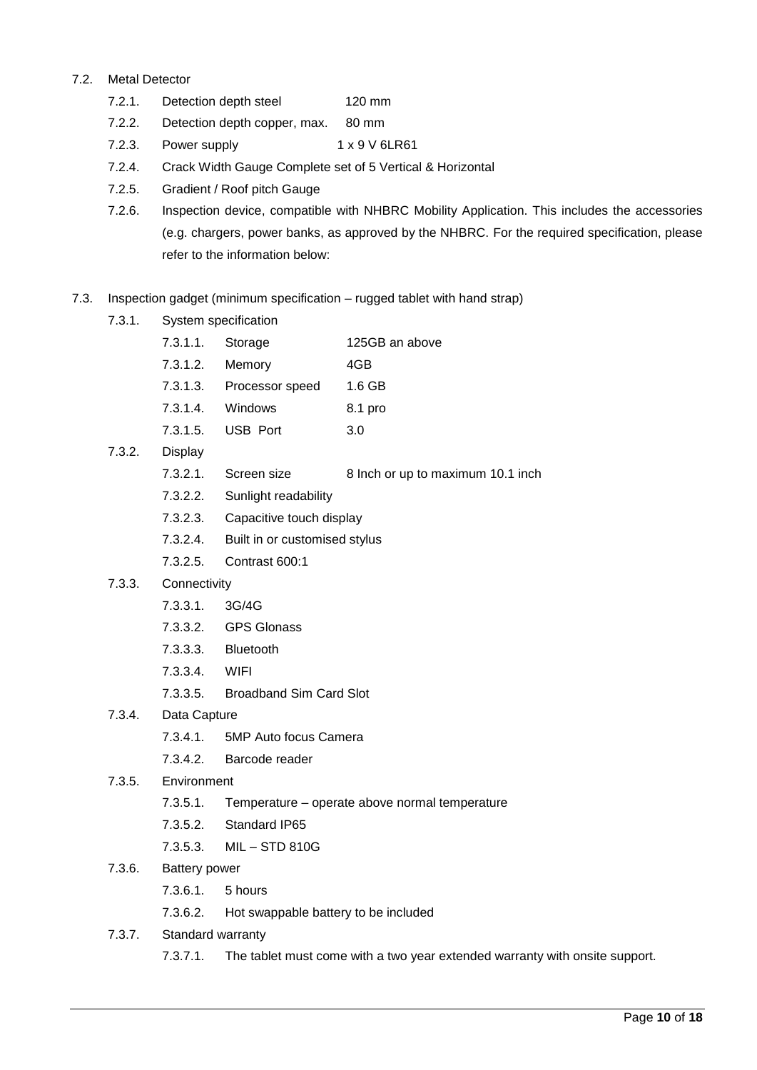7.2. Metal Detector

- 7.2.1. Detection depth steel 120 mm
- 7.2.2. Detection depth copper, max. 80 mm
- 7.2.3. Power supply 1 x 9 V 6LR61
- 7.2.4. Crack Width Gauge Complete set of 5 Vertical & Horizontal
- 7.2.5. Gradient / Roof pitch Gauge
- 7.2.6. Inspection device, compatible with NHBRC Mobility Application. This includes the accessories (e.g. chargers, power banks, as approved by the NHBRC. For the required specification, please refer to the information below:

7.3. Inspection gadget (minimum specification – rugged tablet with hand strap)

- 7.3.1. System specification
  - 7.3.1.1. Storage 125GB an above
  - 7.3.1.2. Memory 4GB
  - 7.3.1.3. Processor speed 1.6 GB
  - 7.3.1.4. Windows 8.1 pro
  - 7.3.1.5. USB Port 3.0
- 7.3.2. Display
  - 7.3.2.1. Screen size 8 Inch or up to maximum 10.1 inch
  - 7.3.2.2. Sunlight readability
  - 7.3.2.3. Capacitive touch display
  - 7.3.2.4. Built in or customised stylus
  - 7.3.2.5. Contrast 600:1
- 7.3.3. Connectivity
  - 7.3.3.1. 3G/4G
  - 7.3.3.2. GPS Glonass
  - 7.3.3.3. Bluetooth
  - 7.3.3.4. WIFI
  - 7.3.3.5. Broadband Sim Card Slot
- 7.3.4. Data Capture
  - 7.3.4.1. 5MP Auto focus Camera
  - 7.3.4.2. Barcode reader
- 7.3.5. Environment
  - 7.3.5.1. Temperature – operate above normal temperature
  - 7.3.5.2. Standard IP65
  - 7.3.5.3. MIL – STD 810G
- 7.3.6. Battery power
  - 7.3.6.1. 5 hours
  - 7.3.6.2. Hot swappable battery to be included
- 7.3.7. Standard warranty
  - 7.3.7.1. The tablet must come with a two year extended warranty with onsite support.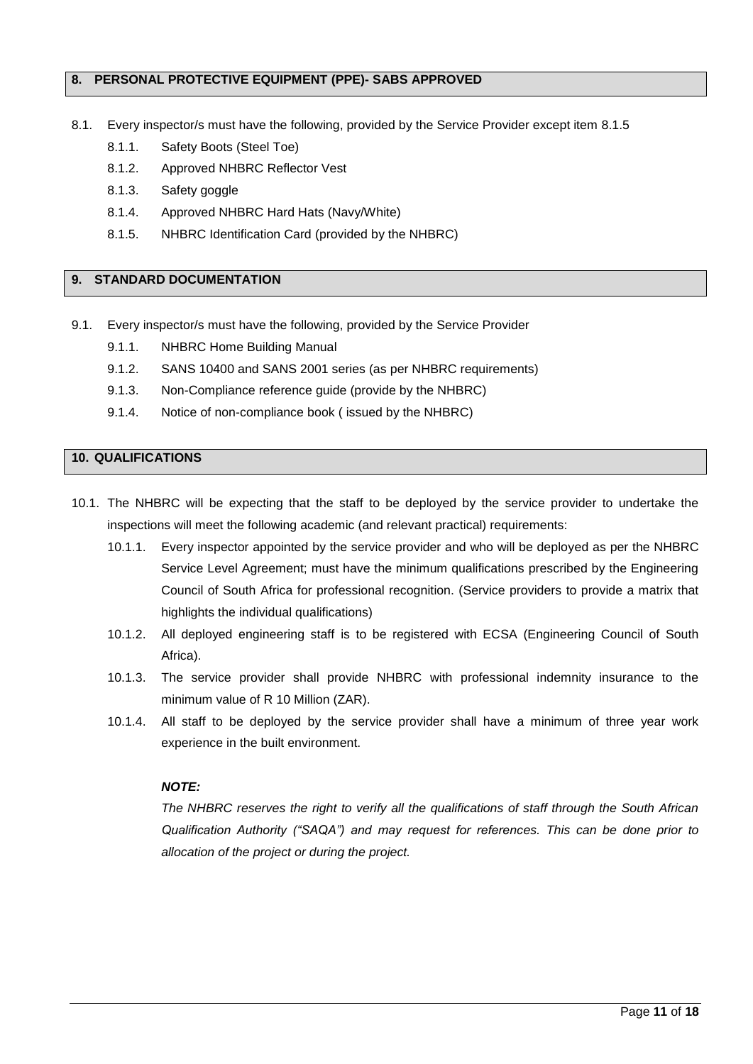## 8. PERSONAL PROTECTIVE EQUIPMENT (PPE)- SABS APPROVED

8.1. Every inspector/s must have the following, provided by the Service Provider except item 8.1.5

- 8.1.1. Safety Boots (Steel Toe)
- 8.1.2. Approved NHBRC Reflector Vest
- 8.1.3. Safety goggle
- 8.1.4. Approved NHBRC Hard Hats (Navy/White)
- 8.1.5. NHBRC Identification Card (provided by the NHBRC)

## 9. STANDARD DOCUMENTATION

9.1. Every inspector/s must have the following, provided by the Service Provider

- 9.1.1. NHBRC Home Building Manual
- 9.1.2. SANS 10400 and SANS 2001 series (as per NHBRC requirements)
- 9.1.3. Non-Compliance reference guide (provide by the NHBRC)
- 9.1.4. Notice of non-compliance book ( issued by the NHBRC)

## 10. QUALIFICATIONS

10.1. The NHBRC will be expecting that the staff to be deployed by the service provider to undertake the inspections will meet the following academic (and relevant practical) requirements:

- 10.1.1. Every inspector appointed by the service provider and who will be deployed as per the NHBRC Service Level Agreement; must have the minimum qualifications prescribed by the Engineering Council of South Africa for professional recognition. (Service providers to provide a matrix that highlights the individual qualifications)
- 10.1.2. All deployed engineering staff is to be registered with ECSA (Engineering Council of South Africa).
- 10.1.3. The service provider shall provide NHBRC with professional indemnity insurance to the minimum value of R 10 Million (ZAR).
- 10.1.4. All staff to be deployed by the service provider shall have a minimum of three year work experience in the built environment.

***NOTE:***

*The NHBRC reserves the right to verify all the qualifications of staff through the South African Qualification Authority ("SAQA") and may request for references. This can be done prior to allocation of the project or during the project.*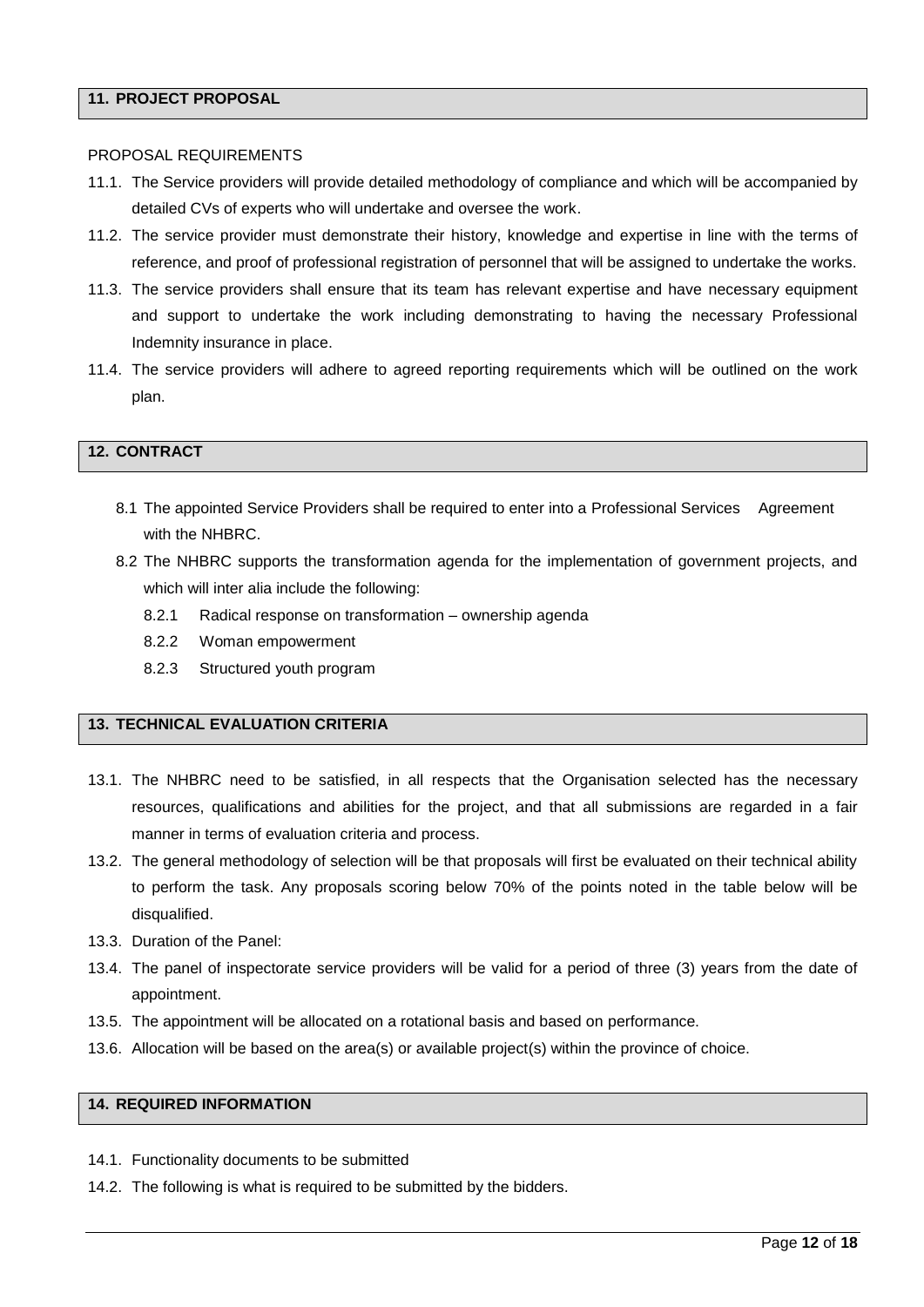## 11. PROJECT PROPOSAL

PROPOSAL REQUIREMENTS

11.1. The Service providers will provide detailed methodology of compliance and which will be accompanied by detailed CVs of experts who will undertake and oversee the work.

11.2. The service provider must demonstrate their history, knowledge and expertise in line with the terms of reference, and proof of professional registration of personnel that will be assigned to undertake the works.

11.3. The service providers shall ensure that its team has relevant expertise and have necessary equipment and support to undertake the work including demonstrating to having the necessary Professional Indemnity insurance in place.

11.4. The service providers will adhere to agreed reporting requirements which will be outlined on the work plan.

## 12. CONTRACT

8.1 The appointed Service Providers shall be required to enter into a Professional Services Agreement with the NHBRC.

8.2 The NHBRC supports the transformation agenda for the implementation of government projects, and which will inter alia include the following:

8.2.1 Radical response on transformation – ownership agenda

8.2.2 Woman empowerment

8.2.3 Structured youth program

## 13. TECHNICAL EVALUATION CRITERIA

13.1. The NHBRC need to be satisfied, in all respects that the Organisation selected has the necessary resources, qualifications and abilities for the project, and that all submissions are regarded in a fair manner in terms of evaluation criteria and process.

13.2. The general methodology of selection will be that proposals will first be evaluated on their technical ability to perform the task. Any proposals scoring below 70% of the points noted in the table below will be disqualified.

13.3. Duration of the Panel:

13.4. The panel of inspectorate service providers will be valid for a period of three (3) years from the date of appointment.

13.5. The appointment will be allocated on a rotational basis and based on performance.

13.6. Allocation will be based on the area(s) or available project(s) within the province of choice.

## 14. REQUIRED INFORMATION

14.1. Functionality documents to be submitted

14.2. The following is what is required to be submitted by the bidders.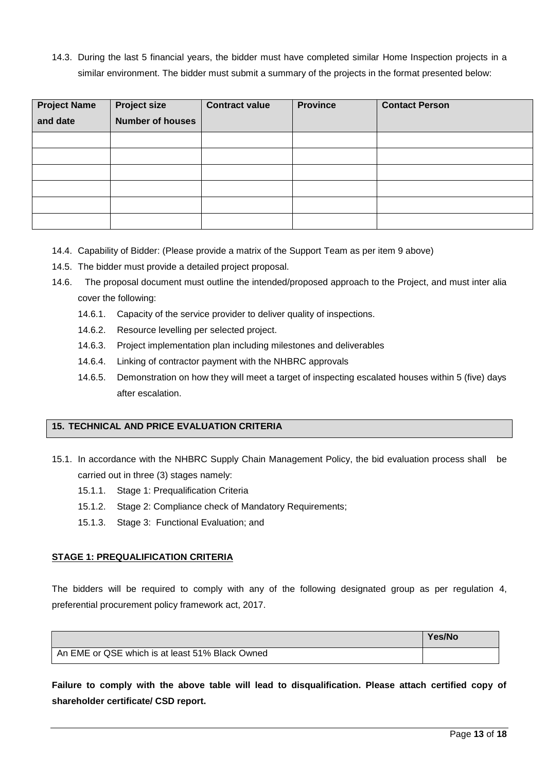14.3. During the last 5 financial years, the bidder must have completed similar Home Inspection projects in a similar environment. The bidder must submit a summary of the projects in the format presented below:

| Project Name and date | Project size Number of houses | Contract value | Province | Contact Person |
|---|---|---|---|---|
| | | | | |
| | | | | |
| | | | | |
| | | | | |
| | | | | |
| | | | | |

14.4. Capability of Bidder: (Please provide a matrix of the Support Team as per item 9 above)

14.5. The bidder must provide a detailed project proposal.

14.6. The proposal document must outline the intended/proposed approach to the Project, and must inter alia cover the following:

14.6.1. Capacity of the service provider to deliver quality of inspections.

14.6.2. Resource levelling per selected project.

14.6.3. Project implementation plan including milestones and deliverables

14.6.4. Linking of contractor payment with the NHBRC approvals

14.6.5. Demonstration on how they will meet a target of inspecting escalated houses within 5 (five) days after escalation.

## 15. TECHNICAL AND PRICE EVALUATION CRITERIA

15.1. In accordance with the NHBRC Supply Chain Management Policy, the bid evaluation process shall be carried out in three (3) stages namely:

15.1.1. Stage 1: Prequalification Criteria

15.1.2. Stage 2: Compliance check of Mandatory Requirements;

15.1.3. Stage 3: Functional Evaluation; and

### STAGE 1: PREQUALIFICATION CRITERIA

The bidders will be required to comply with any of the following designated group as per regulation 4, preferential procurement policy framework act, 2017.

| | Yes/No |
|---|---|
| An EME or QSE which is at least 51% Black Owned | |

**Failure to comply with the above table will lead to disqualification. Please attach certified copy of shareholder certificate/ CSD report.**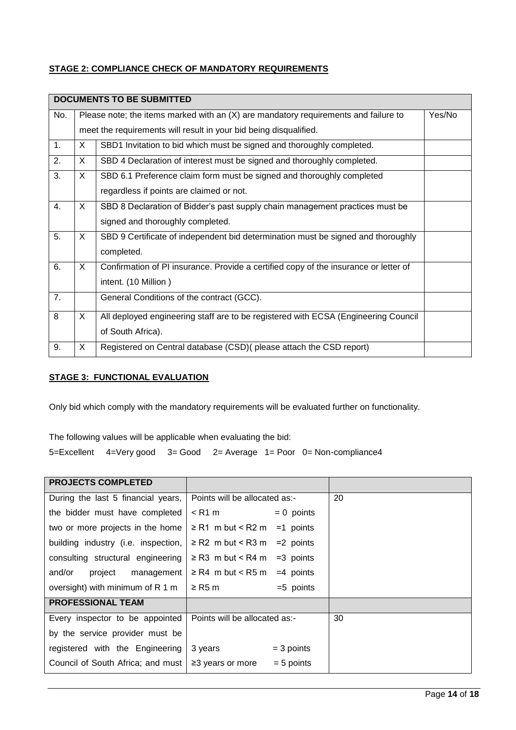**STAGE 2: COMPLIANCE CHECK OF MANDATORY REQUIREMENTS**

| DOCUMENTS TO BE SUBMITTED | | | |
|---|---|---|---|
| No. | Please note; the items marked with an (X) are mandatory requirements and failure to meet the requirements will result in your bid being disqualified. | | Yes/No |
| 1. | X | SBD1 Invitation to bid which must be signed and thoroughly completed. | |
| 2. | X | SBD 4 Declaration of interest must be signed and thoroughly completed. | |
| 3. | X | SBD 6.1 Preference claim form must be signed and thoroughly completed regardless if points are claimed or not. | |
| 4. | X | SBD 8 Declaration of Bidder's past supply chain management practices must be signed and thoroughly completed. | |
| 5. | X | SBD 9 Certificate of independent bid determination must be signed and thoroughly completed. | |
| 6. | X | Confirmation of PI insurance. Provide a certified copy of the insurance or letter of intent. (10 Million ) | |
| 7. | | General Conditions of the contract (GCC). | |
| 8 | X | All deployed engineering staff are to be registered with ECSA (Engineering Council of South Africa). | |
| 9. | X | Registered on Central database (CSD)( please attach the CSD report) | |

**STAGE 3: FUNCTIONAL EVALUATION**

Only bid which comply with the mandatory requirements will be evaluated further on functionality.

The following values will be applicable when evaluating the bid:

5=Excellent 4=Very good 3= Good 2= Average 1= Poor 0= Non-compliance4

| PROJECTS COMPLETED | | |
|---|---|---|
| During the last 5 financial years, the bidder must have completed two or more projects in the home building industry (i.e. inspection, consulting structural engineering and/or project management oversight) with minimum of R 1 m | Points will be allocated as:-<br>< R1 m = 0 points<br>≥ R1 m but < R2 m =1 points<br>≥ R2 m but < R3 m =2 points<br>≥ R3 m but < R4 m =3 points<br>≥ R4 m but < R5 m =4 points<br>≥ R5 m =5 points | 20 |
| **PROFESSIONAL TEAM** | | |
| Every inspector to be appointed by the service provider must be registered with the Engineering Council of South Africa; and must | Points will be allocated as:-<br><br>3 years = 3 points<br>≥3 years or more = 5 points | 30 |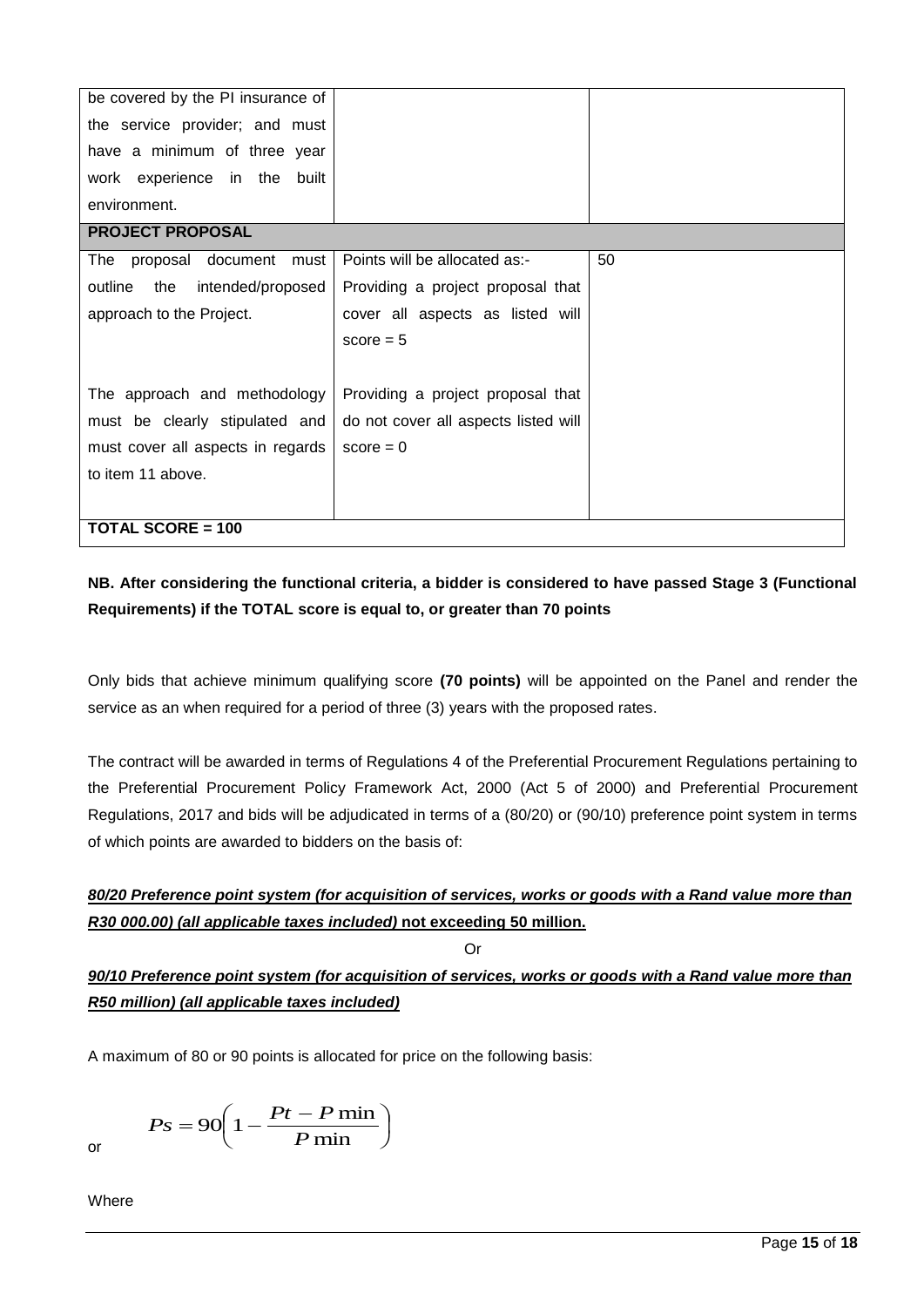| | | |
|---|---|---|
| be covered by the PI insurance of the service provider; and must have a minimum of three year work experience in the built environment. | | |
| **PROJECT PROPOSAL** | | |
| The proposal document must outline the intended/proposed approach to the Project.<br><br>The approach and methodology must be clearly stipulated and must cover all aspects in regards to item 11 above. | Points will be allocated as:-<br>Providing a project proposal that cover all aspects as listed will score = 5<br><br>Providing a project proposal that do not cover all aspects listed will score = 0 | 50 |
| **TOTAL SCORE = 100** | | |

**NB. After considering the functional criteria, a bidder is considered to have passed Stage 3 (Functional Requirements) if the TOTAL score is equal to, or greater than 70 points**

Only bids that achieve minimum qualifying score **(70 points)** will be appointed on the Panel and render the service as an when required for a period of three (3) years with the proposed rates.

The contract will be awarded in terms of Regulations 4 of the Preferential Procurement Regulations pertaining to the Preferential Procurement Policy Framework Act, 2000 (Act 5 of 2000) and Preferential Procurement Regulations, 2017 and bids will be adjudicated in terms of a (80/20) or (90/10) preference point system in terms of which points are awarded to bidders on the basis of:

***80/20 Preference point system (for acquisition of services, works or goods with a Rand value more than R30 000.00) (all applicable taxes included)*** **not exceeding 50 million.**

Or

***90/10 Preference point system (for acquisition of services, works or goods with a Rand value more than R50 million) (all applicable taxes included)***

A maximum of 80 or 90 points is allocated for price on the following basis:

or

$$Ps = 90\left(1 - \frac{Pt - P\min}{P\min}\right)$$

Where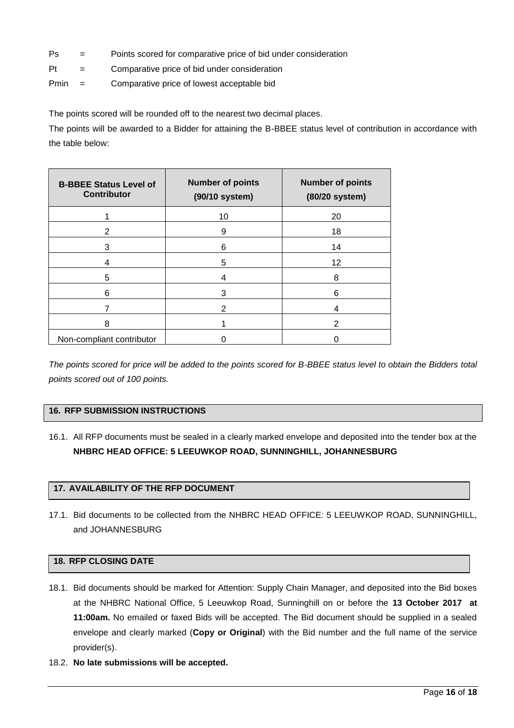| | | |
|---|---|---|
| Ps | = | Points scored for comparative price of bid under consideration |
| Pt | = | Comparative price of bid under consideration |
| Pmin | = | Comparative price of lowest acceptable bid |

The points scored will be rounded off to the nearest two decimal places.

The points will be awarded to a Bidder for attaining the B-BBEE status level of contribution in accordance with the table below:

| B-BBEE Status Level of Contributor | Number of points (90/10 system) | Number of points (80/20 system) |
|---|---|---|
| 1 | 10 | 20 |
| 2 | 9 | 18 |
| 3 | 6 | 14 |
| 4 | 5 | 12 |
| 5 | 4 | 8 |
| 6 | 3 | 6 |
| 7 | 2 | 4 |
| 8 | 1 | 2 |
| Non-compliant contributor | 0 | 0 |

*The points scored for price will be added to the points scored for B-BBEE status level to obtain the Bidders total points scored out of 100 points.*

## 16. RFP SUBMISSION INSTRUCTIONS

16.1. All RFP documents must be sealed in a clearly marked envelope and deposited into the tender box at the **NHBRC HEAD OFFICE: 5 LEEUWKOP ROAD, SUNNINGHILL, JOHANNESBURG**

## 17. AVAILABILITY OF THE RFP DOCUMENT

17.1. Bid documents to be collected from the NHBRC HEAD OFFICE: 5 LEEUWKOP ROAD, SUNNINGHILL, and JOHANNESBURG

## 18. RFP CLOSING DATE

18.1. Bid documents should be marked for Attention: Supply Chain Manager, and deposited into the Bid boxes at the NHBRC National Office, 5 Leeuwkop Road, Sunninghill on or before the **13 October 2017 at 11:00am.** No emailed or faxed Bids will be accepted. The Bid document should be supplied in a sealed envelope and clearly marked (**Copy or Original**) with the Bid number and the full name of the service provider(s).

18.2. **No late submissions will be accepted.**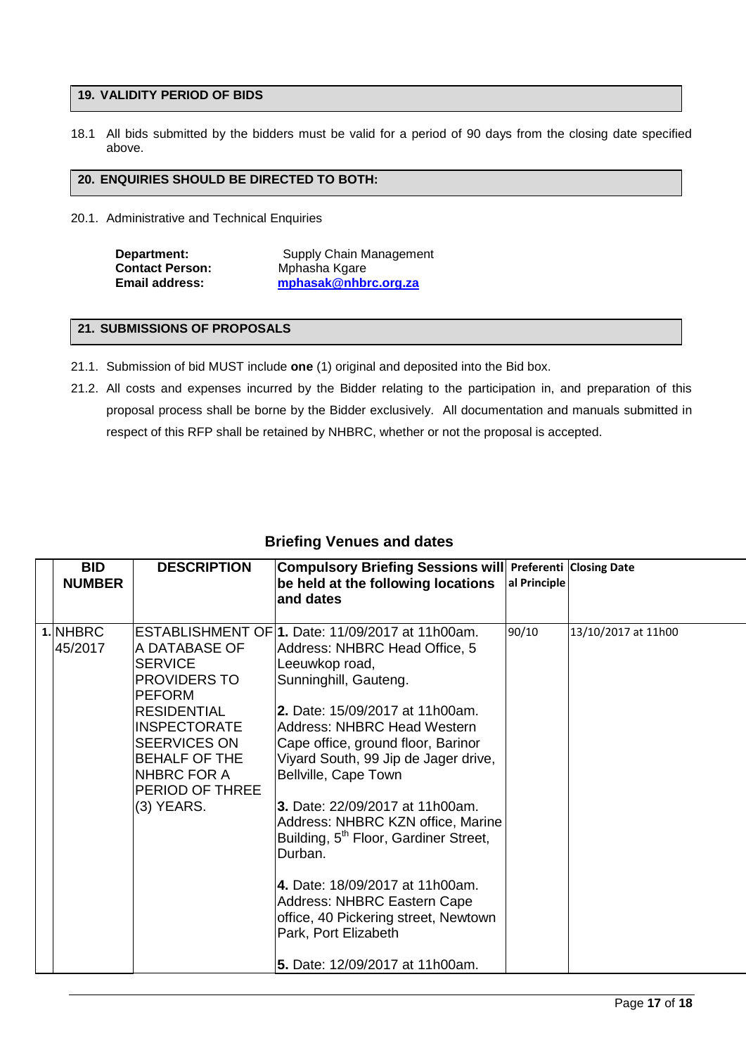## 19. VALIDITY PERIOD OF BIDS

18.1 All bids submitted by the bidders must be valid for a period of 90 days from the closing date specified above.

## 20. ENQUIRIES SHOULD BE DIRECTED TO BOTH:

20.1. Administrative and Technical Enquiries

**Department:** Supply Chain Management
**Contact Person:** Mphasha Kgare
**Email address:** mphasak@nhbrc.org.za

## 21. SUBMISSIONS OF PROPOSALS

21.1. Submission of bid MUST include **one** (1) original and deposited into the Bid box.

21.2. All costs and expenses incurred by the Bidder relating to the participation in, and preparation of this proposal process shall be borne by the Bidder exclusively. All documentation and manuals submitted in respect of this RFP shall be retained by NHBRC, whether or not the proposal is accepted.

### Briefing Venues and dates

| | BID NUMBER | DESCRIPTION | Compulsory Briefing Sessions will be held at the following locations and dates | Preferential Principle | Closing Date |
|---|---|---|---|---|---|
| 1. | NHBRC 45/2017 | ESTABLISHMENT OF A DATABASE OF SERVICE PROVIDERS TO PEFORM RESIDENTIAL INSPECTORATE SEERVICES ON BEHALF OF THE NHBRC FOR A PERIOD OF THREE (3) YEARS. | **1.** Date: 11/09/2017 at 11h00am. Address: NHBRC Head Office, 5 Leeuwkop road, Sunninghill, Gauteng.<br><br>**2.** Date: 15/09/2017 at 11h00am. Address: NHBRC Head Western Cape office, ground floor, Barinor Viyard South, 99 Jip de Jager drive, Bellville, Cape Town<br><br>**3.** Date: 22/09/2017 at 11h00am. Address: NHBRC KZN office, Marine Building, 5th Floor, Gardiner Street, Durban.<br><br>**4.** Date: 18/09/2017 at 11h00am. Address: NHBRC Eastern Cape office, 40 Pickering street, Newtown Park, Port Elizabeth<br><br>**5.** Date: 12/09/2017 at 11h00am. | 90/10 | 13/10/2017 at 11h00 |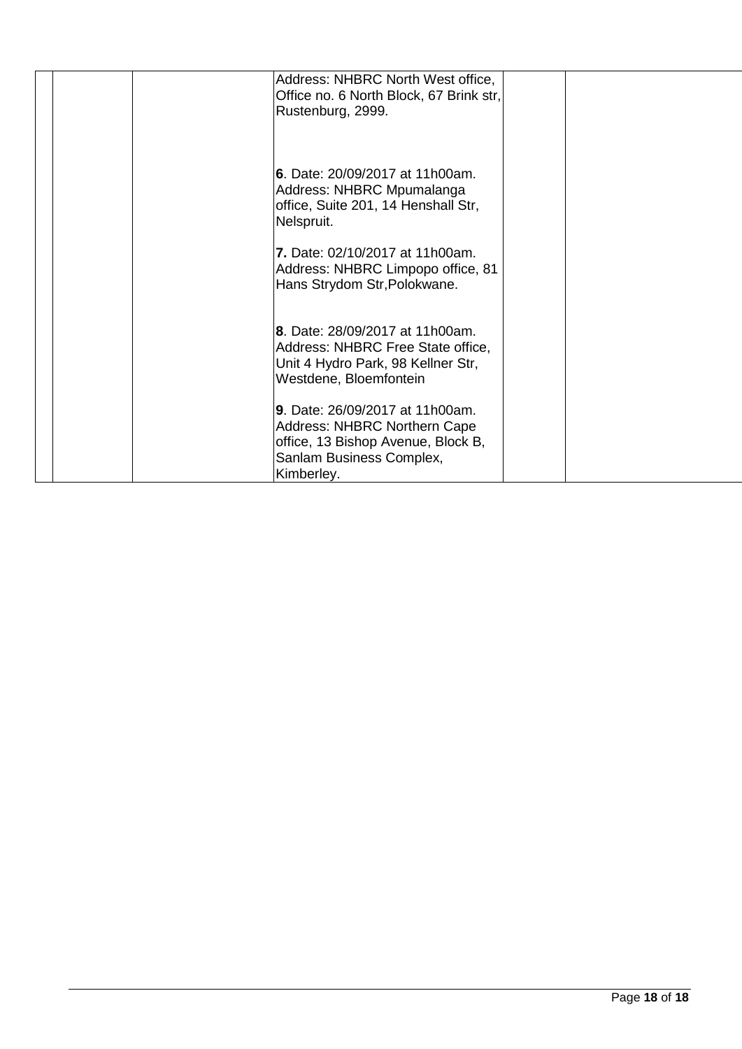| | | | | | |
|---|---|---|---|---|---|
| | | | Address: NHBRC North West office, Office no. 6 North Block, 67 Brink str, Rustenburg, 2999.<br><br>**6**. Date: 20/09/2017 at 11h00am. Address: NHBRC Mpumalanga office, Suite 201, 14 Henshall Str, Nelspruit.<br><br>**7.** Date: 02/10/2017 at 11h00am. Address: NHBRC Limpopo office, 81 Hans Strydom Str,Polokwane.<br><br>**8**. Date: 28/09/2017 at 11h00am. Address: NHBRC Free State office, Unit 4 Hydro Park, 98 Kellner Str, Westdene, Bloemfontein<br><br>**9**. Date: 26/09/2017 at 11h00am. Address: NHBRC Northern Cape office, 13 Bishop Avenue, Block B, Sanlam Business Complex, Kimberley. | | |